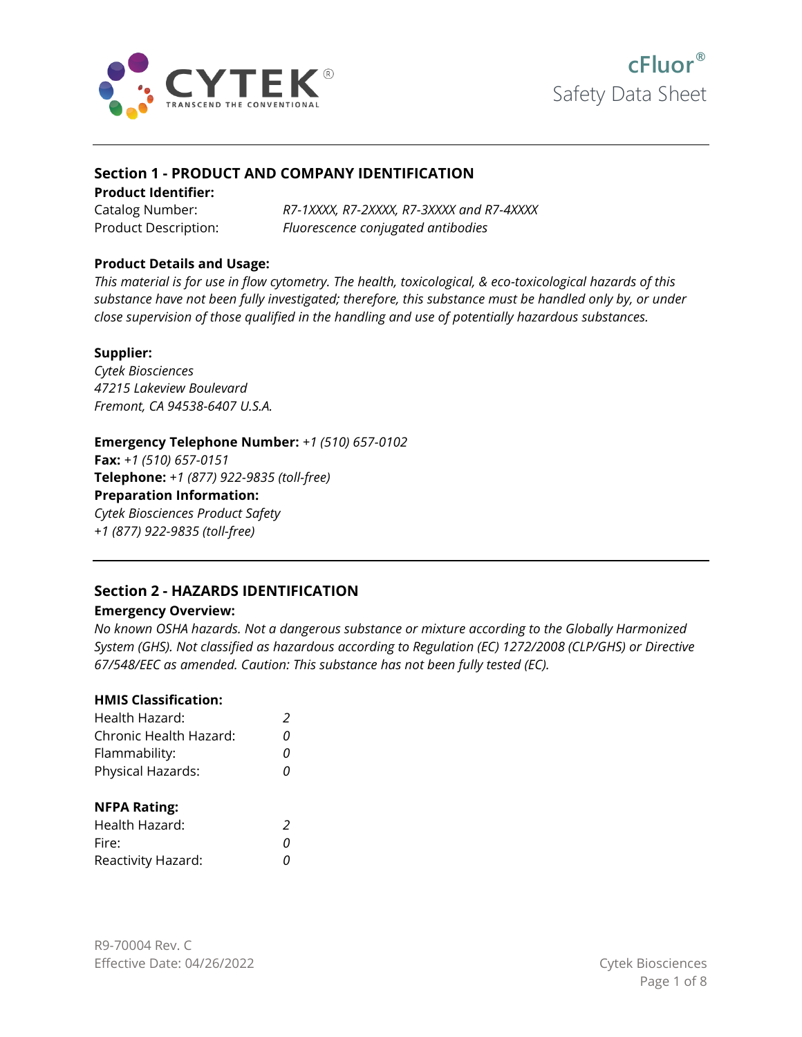# cFluor®
## Safety Data Sheet

## Section 1 - PRODUCT AND COMPANY IDENTIFICATION

**Product Identifier:**

| | |
|---|---|
| Catalog Number: | *R7-1XXXX, R7-2XXXX, R7-3XXXX and R7-4XXXX* |
| Product Description: | *Fluorescence conjugated antibodies* |

**Product Details and Usage:**

*This material is for use in flow cytometry. The health, toxicological, & eco-toxicological hazards of this substance have not been fully investigated; therefore, this substance must be handled only by, or under close supervision of those qualified in the handling and use of potentially hazardous substances.*

**Supplier:**

*Cytek Biosciences*
*47215 Lakeview Boulevard*
*Fremont, CA 94538-6407 U.S.A.*

**Emergency Telephone Number:** *+1 (510) 657-0102*
**Fax:** *+1 (510) 657-0151*
**Telephone:** *+1 (877) 922-9835 (toll-free)*
**Preparation Information:**
*Cytek Biosciences Product Safety*
*+1 (877) 922-9835 (toll-free)*

## Section 2 - HAZARDS IDENTIFICATION

**Emergency Overview:**

*No known OSHA hazards. Not a dangerous substance or mixture according to the Globally Harmonized System (GHS). Not classified as hazardous according to Regulation (EC) 1272/2008 (CLP/GHS) or Directive 67/548/EEC as amended. Caution: This substance has not been fully tested (EC).*

**HMIS Classification:**

| | |
|---|---|
| Health Hazard: | *2* |
| Chronic Health Hazard: | *0* |
| Flammability: | *0* |
| Physical Hazards: | *0* |

**NFPA Rating:**

| | |
|---|---|
| Health Hazard: | *2* |
| Fire: | *0* |
| Reactivity Hazard: | *0* |

R9-70004 Rev. C
Effective Date: 04/26/2022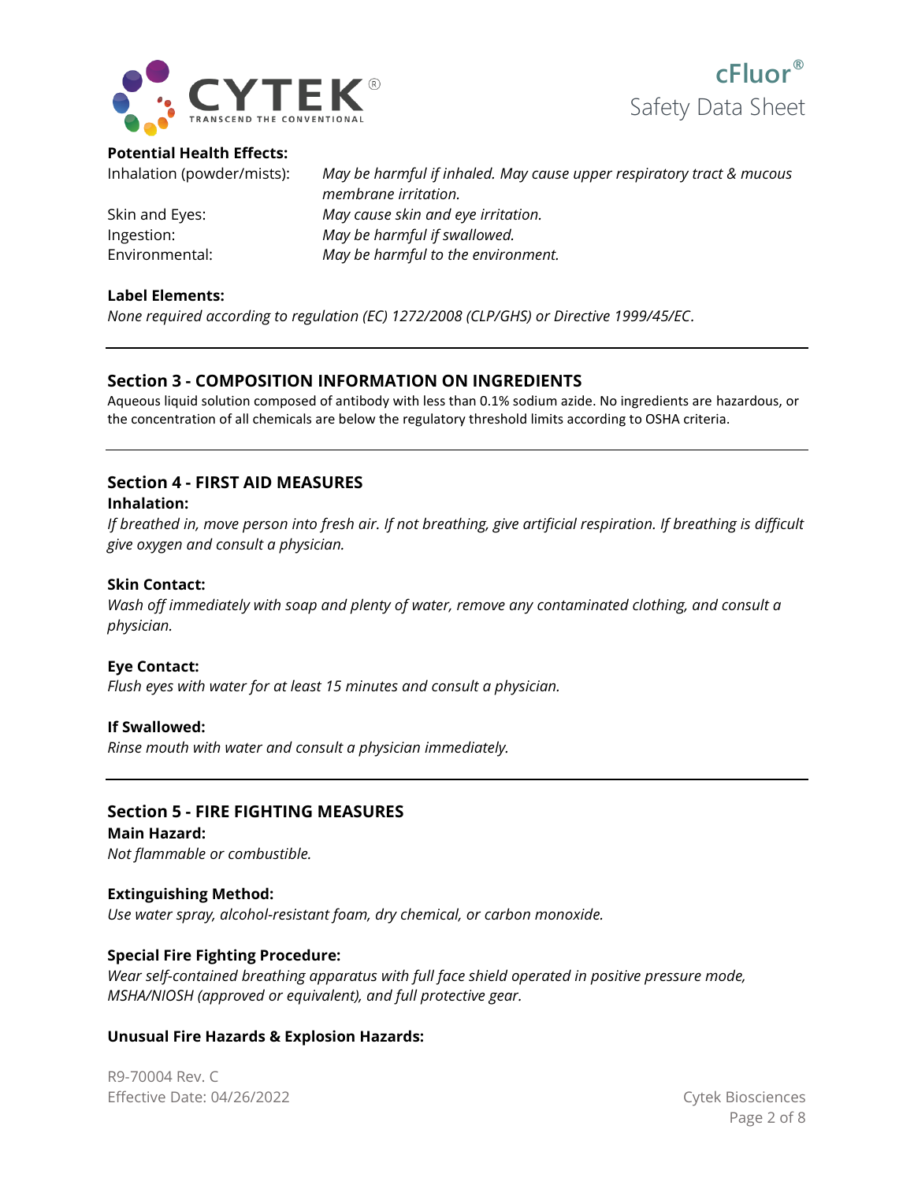**Potential Health Effects:**

| | |
|---|---|
| Inhalation (powder/mists): | *May be harmful if inhaled. May cause upper respiratory tract & mucous membrane irritation.* |
| Skin and Eyes: | *May cause skin and eye irritation.* |
| Ingestion: | *May be harmful if swallowed.* |
| Environmental: | *May be harmful to the environment.* |

**Label Elements:**

*None required according to regulation (EC) 1272/2008 (CLP/GHS) or Directive 1999/45/EC.*

## Section 3 - COMPOSITION INFORMATION ON INGREDIENTS

Aqueous liquid solution composed of antibody with less than 0.1% sodium azide. No ingredients are hazardous, or the concentration of all chemicals are below the regulatory threshold limits according to OSHA criteria.

## Section 4 - FIRST AID MEASURES

**Inhalation:**

*If breathed in, move person into fresh air. If not breathing, give artificial respiration. If breathing is difficult give oxygen and consult a physician.*

**Skin Contact:**

*Wash off immediately with soap and plenty of water, remove any contaminated clothing, and consult a physician.*

**Eye Contact:**

*Flush eyes with water for at least 15 minutes and consult a physician.*

**If Swallowed:**

*Rinse mouth with water and consult a physician immediately.*

## Section 5 - FIRE FIGHTING MEASURES

**Main Hazard:**

*Not flammable or combustible.*

**Extinguishing Method:**

*Use water spray, alcohol-resistant foam, dry chemical, or carbon monoxide.*

**Special Fire Fighting Procedure:**

*Wear self-contained breathing apparatus with full face shield operated in positive pressure mode, MSHA/NIOSH (approved or equivalent), and full protective gear.*

**Unusual Fire Hazards & Explosion Hazards:**

R9-70004 Rev. C
Effective Date: 04/26/2022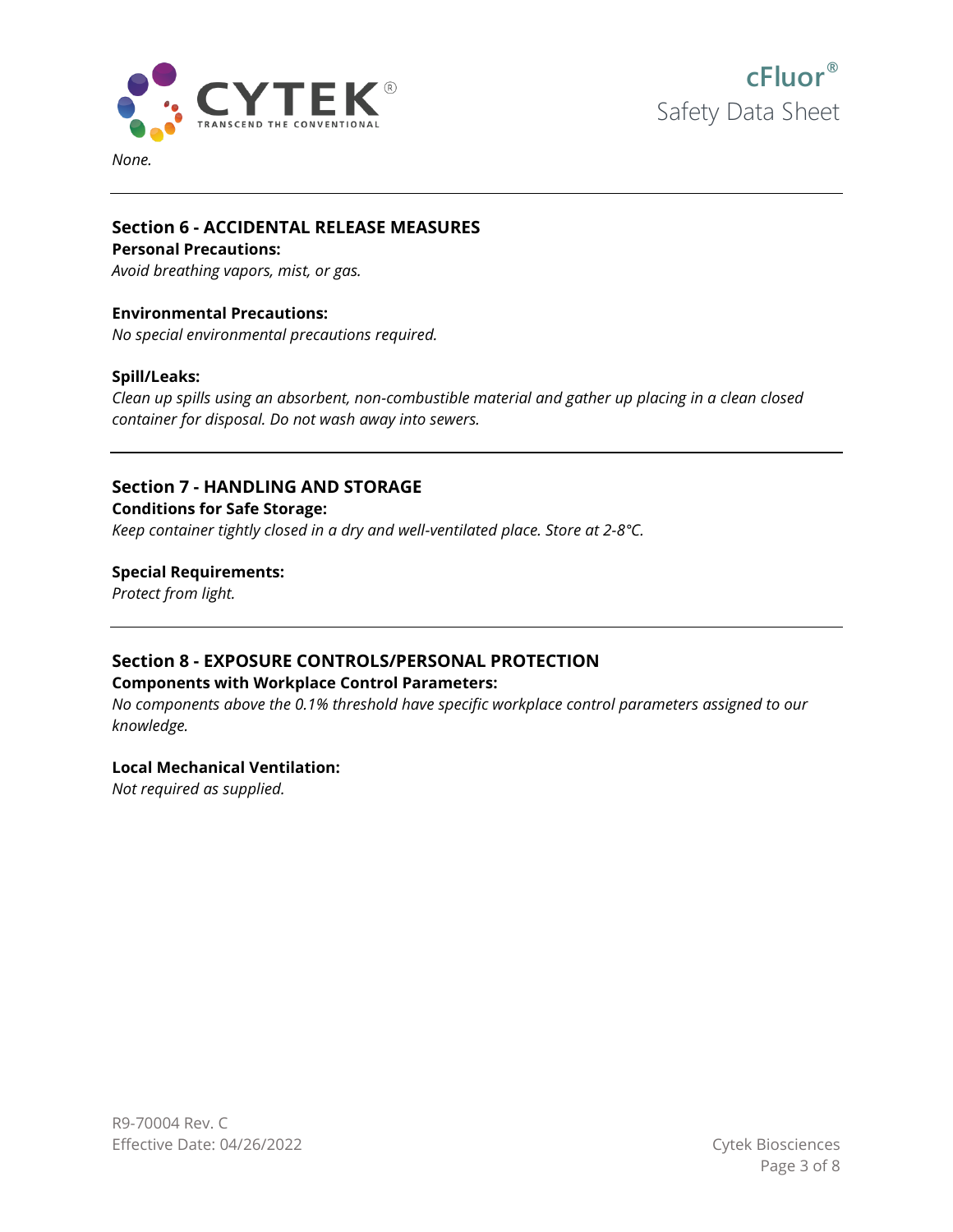*None.*

## Section 6 - ACCIDENTAL RELEASE MEASURES

**Personal Precautions:**

*Avoid breathing vapors, mist, or gas.*

**Environmental Precautions:**

*No special environmental precautions required.*

**Spill/Leaks:**

*Clean up spills using an absorbent, non-combustible material and gather up placing in a clean closed container for disposal. Do not wash away into sewers.*

## Section 7 - HANDLING AND STORAGE

**Conditions for Safe Storage:**

*Keep container tightly closed in a dry and well-ventilated place. Store at 2-8°C.*

**Special Requirements:**

*Protect from light.*

## Section 8 - EXPOSURE CONTROLS/PERSONAL PROTECTION

**Components with Workplace Control Parameters:**

*No components above the 0.1% threshold have specific workplace control parameters assigned to our knowledge.*

**Local Mechanical Ventilation:**

*Not required as supplied.*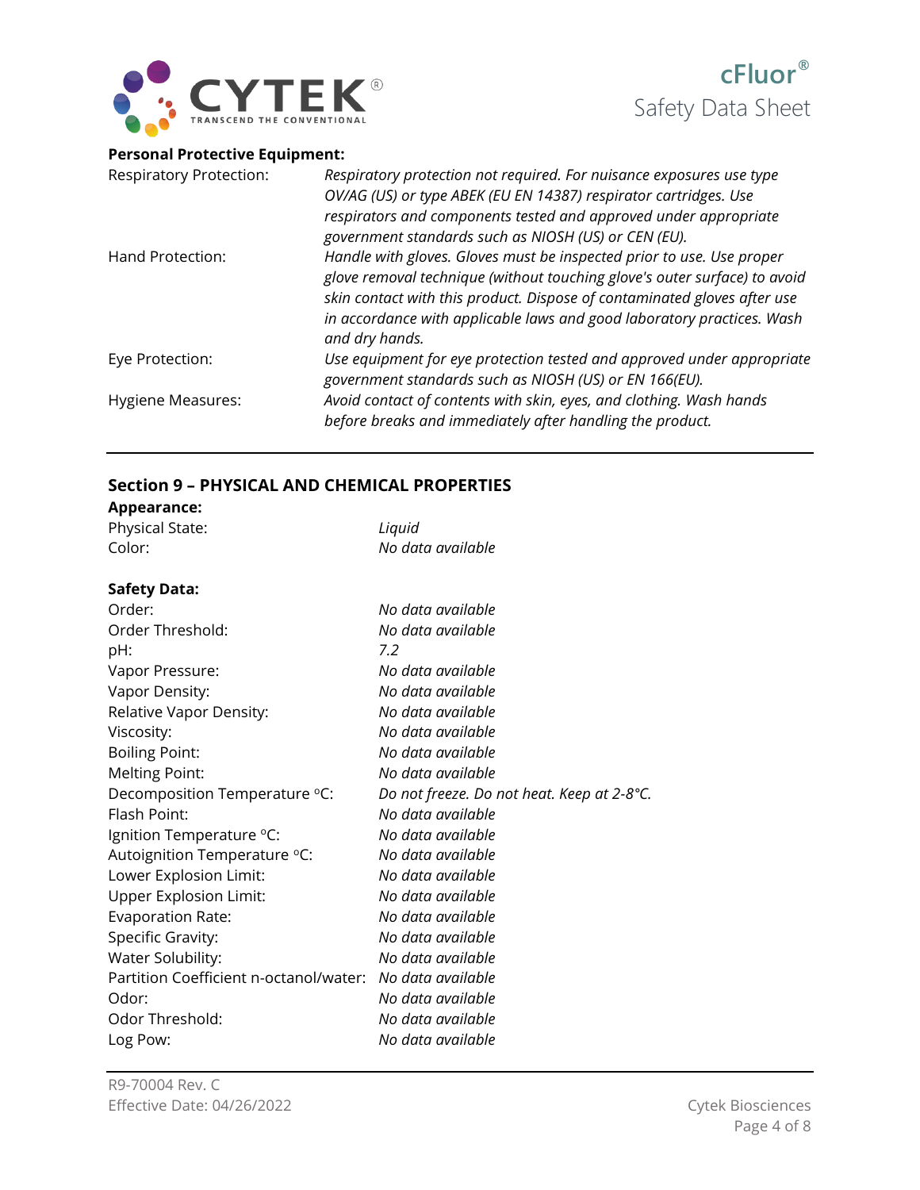**Personal Protective Equipment:**

| | |
|---|---|
| Respiratory Protection: | *Respiratory protection not required. For nuisance exposures use type OV/AG (US) or type ABEK (EU EN 14387) respirator cartridges. Use respirators and components tested and approved under appropriate government standards such as NIOSH (US) or CEN (EU).* |
| Hand Protection: | *Handle with gloves. Gloves must be inspected prior to use. Use proper glove removal technique (without touching glove's outer surface) to avoid skin contact with this product. Dispose of contaminated gloves after use in accordance with applicable laws and good laboratory practices. Wash and dry hands.* |
| Eye Protection: | *Use equipment for eye protection tested and approved under appropriate government standards such as NIOSH (US) or EN 166(EU).* |
| Hygiene Measures: | *Avoid contact of contents with skin, eyes, and clothing. Wash hands before breaks and immediately after handling the product.* |

## Section 9 – PHYSICAL AND CHEMICAL PROPERTIES

**Appearance:**

| | |
|---|---|
| Physical State: | *Liquid* |
| Color: | *No data available* |

**Safety Data:**

| | |
|---|---|
| Order: | *No data available* |
| Order Threshold: | *No data available* |
| pH: | *7.2* |
| Vapor Pressure: | *No data available* |
| Vapor Density: | *No data available* |
| Relative Vapor Density: | *No data available* |
| Viscosity: | *No data available* |
| Boiling Point: | *No data available* |
| Melting Point: | *No data available* |
| Decomposition Temperature °C: | *Do not freeze. Do not heat. Keep at 2-8°C.* |
| Flash Point: | *No data available* |
| Ignition Temperature °C: | *No data available* |
| Autoignition Temperature °C: | *No data available* |
| Lower Explosion Limit: | *No data available* |
| Upper Explosion Limit: | *No data available* |
| Evaporation Rate: | *No data available* |
| Specific Gravity: | *No data available* |
| Water Solubility: | *No data available* |
| Partition Coefficient n-octanol/water: | *No data available* |
| Odor: | *No data available* |
| Odor Threshold: | *No data available* |
| Log Pow: | *No data available* |

R9-70004 Rev. C
Effective Date: 04/26/2022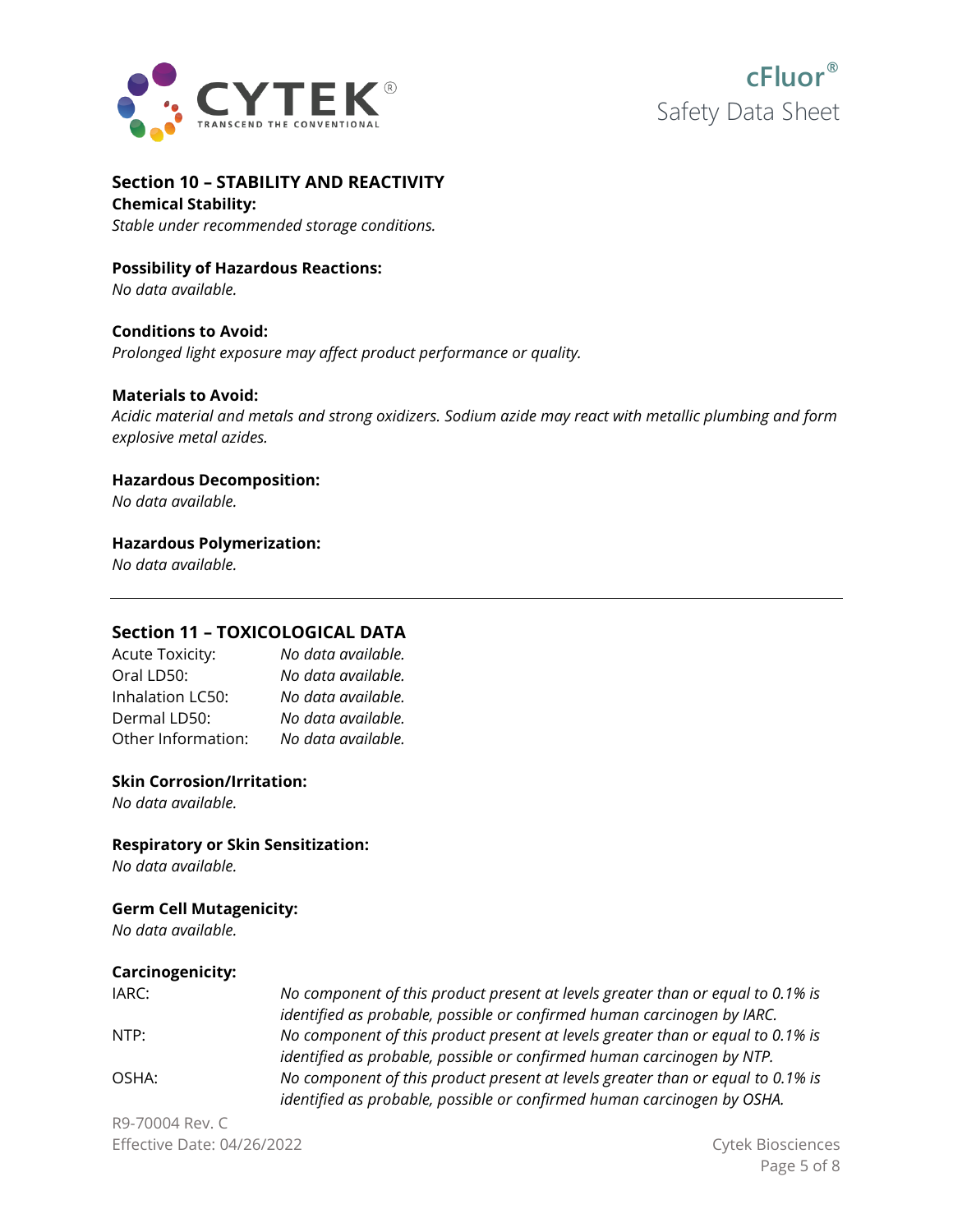## Section 10 – STABILITY AND REACTIVITY

**Chemical Stability:**
*Stable under recommended storage conditions.*

**Possibility of Hazardous Reactions:**
*No data available.*

**Conditions to Avoid:**
*Prolonged light exposure may affect product performance or quality.*

**Materials to Avoid:**
*Acidic material and metals and strong oxidizers. Sodium azide may react with metallic plumbing and form explosive metal azides.*

**Hazardous Decomposition:**
*No data available.*

**Hazardous Polymerization:**
*No data available.*

---

## Section 11 – TOXICOLOGICAL DATA

| | |
|---|---|
| Acute Toxicity: | *No data available.* |
| Oral LD50: | *No data available.* |
| Inhalation LC50: | *No data available.* |
| Dermal LD50: | *No data available.* |
| Other Information: | *No data available.* |

**Skin Corrosion/Irritation:**
*No data available.*

**Respiratory or Skin Sensitization:**
*No data available.*

**Germ Cell Mutagenicity:**
*No data available.*

**Carcinogenicity:**

| | |
|---|---|
| IARC: | *No component of this product present at levels greater than or equal to 0.1% is identified as probable, possible or confirmed human carcinogen by IARC.* |
| NTP: | *No component of this product present at levels greater than or equal to 0.1% is identified as probable, possible or confirmed human carcinogen by NTP.* |
| OSHA: | *No component of this product present at levels greater than or equal to 0.1% is identified as probable, possible or confirmed human carcinogen by OSHA.* |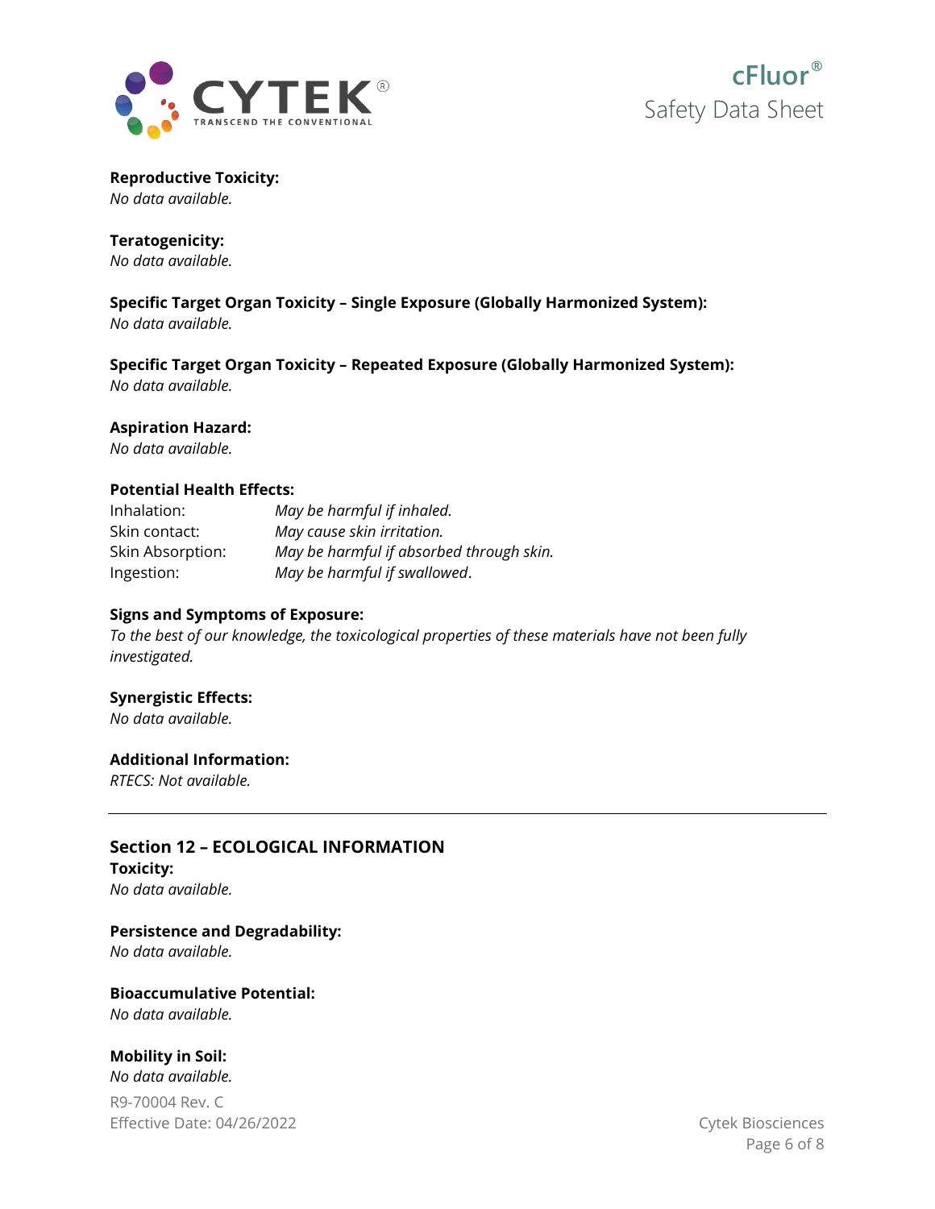**Reproductive Toxicity:**
*No data available.*

**Teratogenicity:**
*No data available.*

**Specific Target Organ Toxicity – Single Exposure (Globally Harmonized System):**
*No data available.*

**Specific Target Organ Toxicity – Repeated Exposure (Globally Harmonized System):**
*No data available.*

**Aspiration Hazard:**
*No data available.*

**Potential Health Effects:**

| | |
|---|---|
| Inhalation: | *May be harmful if inhaled.* |
| Skin contact: | *May cause skin irritation.* |
| Skin Absorption: | *May be harmful if absorbed through skin.* |
| Ingestion: | *May be harmful if swallowed.* |

**Signs and Symptoms of Exposure:**
*To the best of our knowledge, the toxicological properties of these materials have not been fully investigated.*

**Synergistic Effects:**
*No data available.*

**Additional Information:**
*RTECS: Not available.*

---

## Section 12 – ECOLOGICAL INFORMATION

**Toxicity:**
*No data available.*

**Persistence and Degradability:**
*No data available.*

**Bioaccumulative Potential:**
*No data available.*

**Mobility in Soil:**
*No data available.*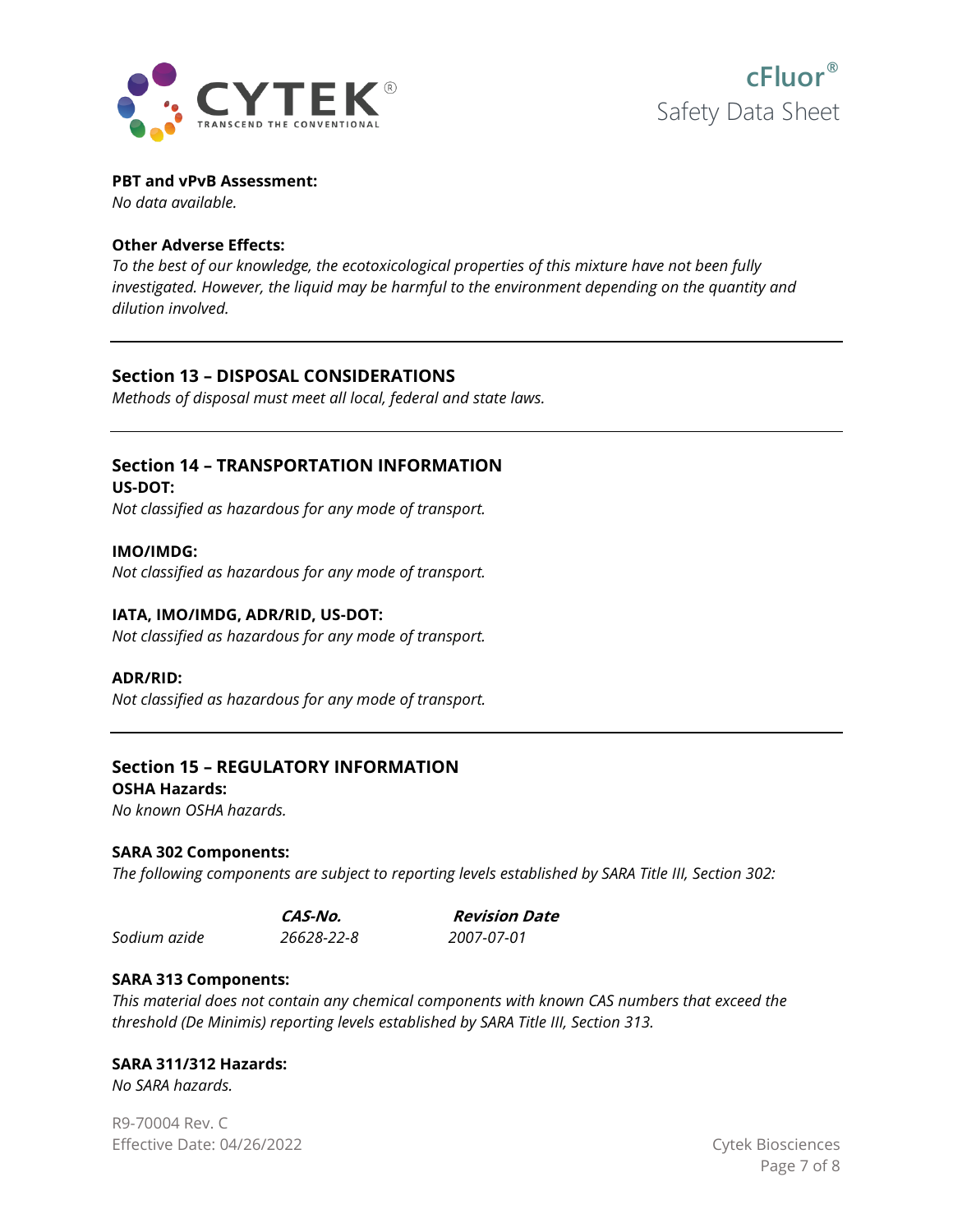**PBT and vPvB Assessment:**
*No data available.*

**Other Adverse Effects:**
*To the best of our knowledge, the ecotoxicological properties of this mixture have not been fully investigated. However, the liquid may be harmful to the environment depending on the quantity and dilution involved.*

---

## Section 13 – DISPOSAL CONSIDERATIONS

*Methods of disposal must meet all local, federal and state laws.*

---

## Section 14 – TRANSPORTATION INFORMATION

**US-DOT:**
*Not classified as hazardous for any mode of transport.*

**IMO/IMDG:**
*Not classified as hazardous for any mode of transport.*

**IATA, IMO/IMDG, ADR/RID, US-DOT:**
*Not classified as hazardous for any mode of transport.*

**ADR/RID:**
*Not classified as hazardous for any mode of transport.*

---

## Section 15 – REGULATORY INFORMATION

**OSHA Hazards:**
*No known OSHA hazards.*

**SARA 302 Components:**
*The following components are subject to reporting levels established by SARA Title III, Section 302:*

| | ***CAS-No.*** | ***Revision Date*** |
|---|---|---|
| *Sodium azide* | *26628-22-8* | *2007-07-01* |

**SARA 313 Components:**
*This material does not contain any chemical components with known CAS numbers that exceed the threshold (De Minimis) reporting levels established by SARA Title III, Section 313.*

**SARA 311/312 Hazards:**
*No SARA hazards.*

R9-70004 Rev. C
Effective Date: 04/26/2022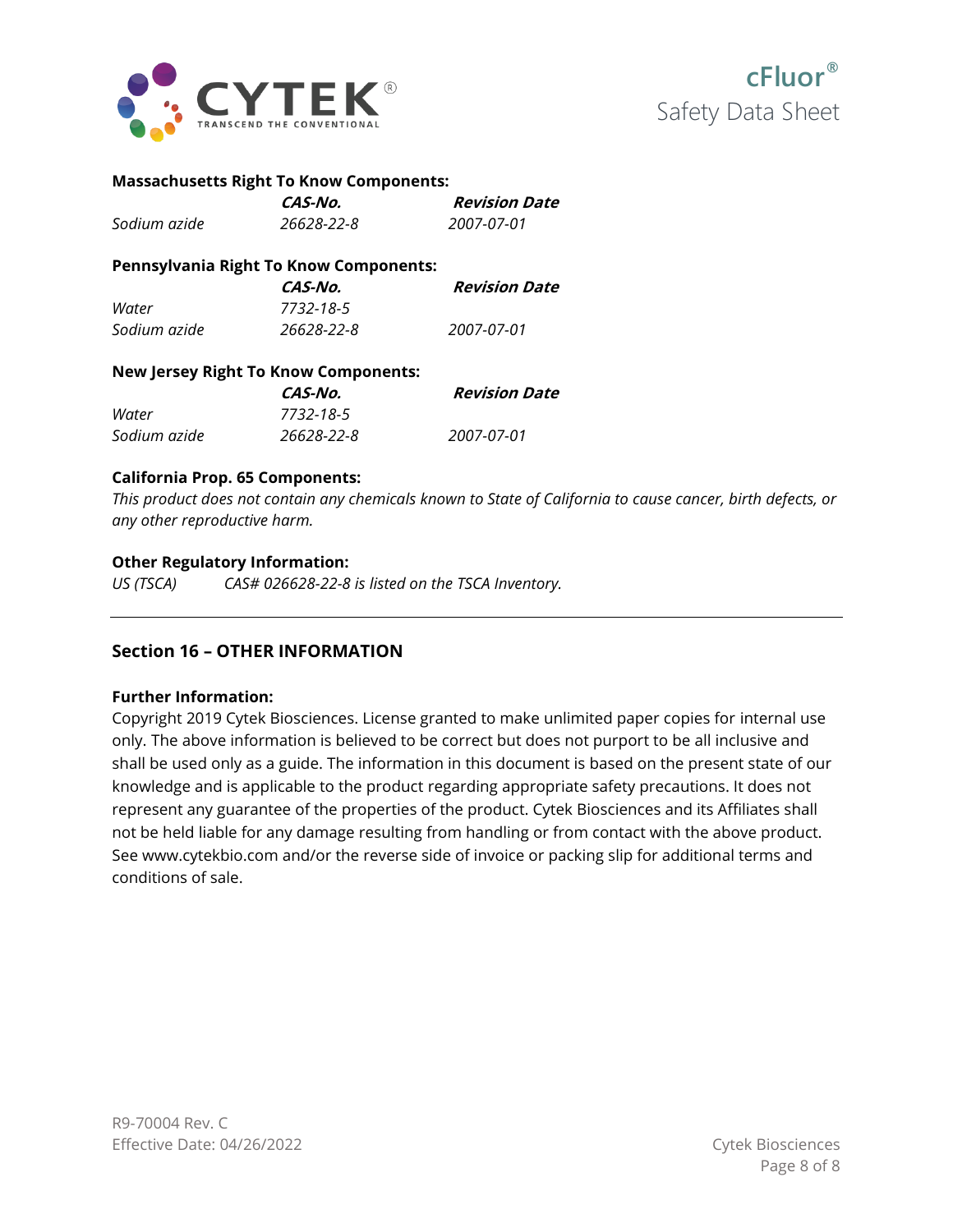**Massachusetts Right To Know Components:**

| | *CAS-No.* | *Revision Date* |
|---|---|---|
| *Sodium azide* | *26628-22-8* | *2007-07-01* |

**Pennsylvania Right To Know Components:**

| | *CAS-No.* | *Revision Date* |
|---|---|---|
| *Water* | *7732-18-5* | |
| *Sodium azide* | *26628-22-8* | *2007-07-01* |

**New Jersey Right To Know Components:**

| | *CAS-No.* | *Revision Date* |
|---|---|---|
| *Water* | *7732-18-5* | |
| *Sodium azide* | *26628-22-8* | *2007-07-01* |

**California Prop. 65 Components:**

*This product does not contain any chemicals known to State of California to cause cancer, birth defects, or any other reproductive harm.*

**Other Regulatory Information:**

*US (TSCA)* *CAS# 026628-22-8 is listed on the TSCA Inventory.*

---

## Section 16 – OTHER INFORMATION

**Further Information:**

Copyright 2019 Cytek Biosciences. License granted to make unlimited paper copies for internal use only. The above information is believed to be correct but does not purport to be all inclusive and shall be used only as a guide. The information in this document is based on the present state of our knowledge and is applicable to the product regarding appropriate safety precautions. It does not represent any guarantee of the properties of the product. Cytek Biosciences and its Affiliates shall not be held liable for any damage resulting from handling or from contact with the above product. See www.cytekbio.com and/or the reverse side of invoice or packing slip for additional terms and conditions of sale.

R9-70004 Rev. C
Effective Date: 04/26/2022